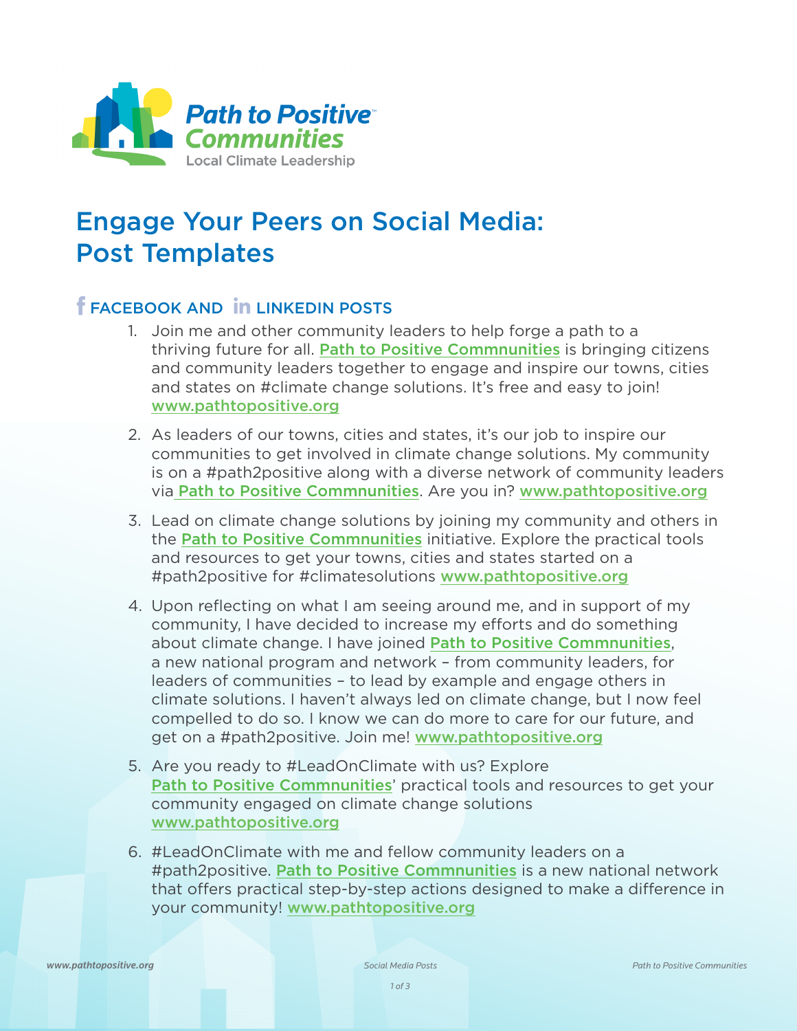**Path to Positive™ Communities**
Local Climate Leadership

# Engage Your Peers on Social Media: Post Templates

## FACEBOOK AND LINKEDIN POSTS

1. Join me and other community leaders to help forge a path to a thriving future for all. Path to Positive Commnunities is bringing citizens and community leaders together to engage and inspire our towns, cities and states on #climate change solutions. It's free and easy to join! www.pathtopositive.org

2. As leaders of our towns, cities and states, it's our job to inspire our communities to get involved in climate change solutions. My community is on a #path2positive along with a diverse network of community leaders via Path to Positive Commnunities. Are you in? www.pathtopositive.org

3. Lead on climate change solutions by joining my community and others in the Path to Positive Commnunities initiative. Explore the practical tools and resources to get your towns, cities and states started on a #path2positive for #climatesolutions www.pathtopositive.org

4. Upon reflecting on what I am seeing around me, and in support of my community, I have decided to increase my efforts and do something about climate change. I have joined Path to Positive Commnunities, a new national program and network – from community leaders, for leaders of communities – to lead by example and engage others in climate solutions. I haven't always led on climate change, but I now feel compelled to do so. I know we can do more to care for our future, and get on a #path2positive. Join me! www.pathtopositive.org

5. Are you ready to #LeadOnClimate with us? Explore Path to Positive Commnunities' practical tools and resources to get your community engaged on climate change solutions www.pathtopositive.org

6. #LeadOnClimate with me and fellow community leaders on a #path2positive. Path to Positive Commnunities is a new national network that offers practical step-by-step actions designed to make a difference in your community! www.pathtopositive.org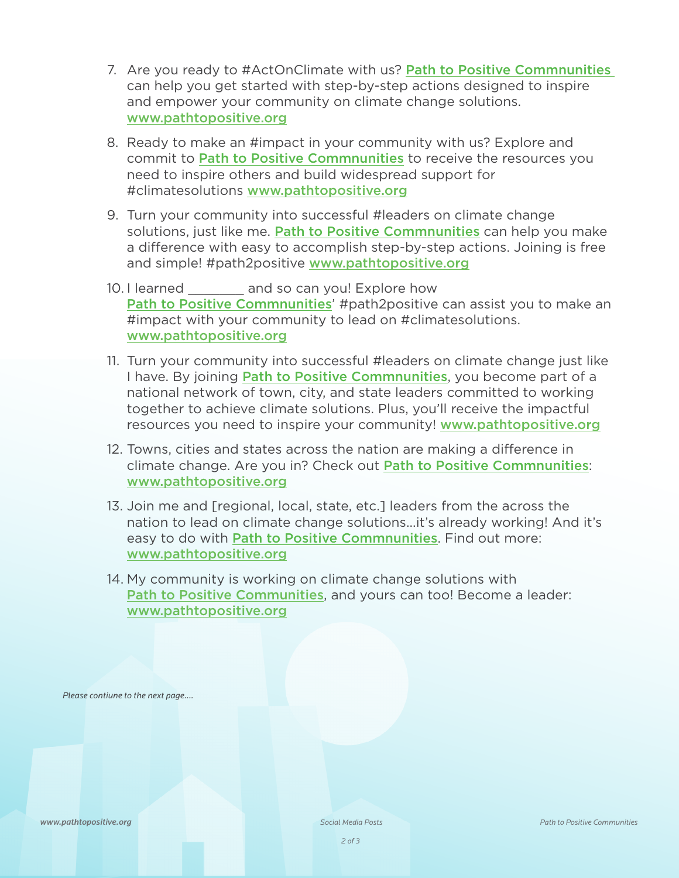7. Are you ready to #ActOnClimate with us? Path to Positive Commnunities can help you get started with step-by-step actions designed to inspire and empower your community on climate change solutions. www.pathtopositive.org

8. Ready to make an #impact in your community with us? Explore and commit to Path to Positive Commnunities to receive the resources you need to inspire others and build widespread support for #climatesolutions www.pathtopositive.org

9. Turn your community into successful #leaders on climate change solutions, just like me. Path to Positive Commnunities can help you make a difference with easy to accomplish step-by-step actions. Joining is free and simple! #path2positive www.pathtopositive.org

10. I learned ________ and so can you! Explore how Path to Positive Commnunities' #path2positive can assist you to make an #impact with your community to lead on #climatesolutions. www.pathtopositive.org

11. Turn your community into successful #leaders on climate change just like I have. By joining Path to Positive Commnunities, you become part of a national network of town, city, and state leaders committed to working together to achieve climate solutions. Plus, you'll receive the impactful resources you need to inspire your community! www.pathtopositive.org

12. Towns, cities and states across the nation are making a difference in climate change. Are you in? Check out Path to Positive Commnunities: www.pathtopositive.org

13. Join me and [regional, local, state, etc.] leaders from the across the nation to lead on climate change solutions...it's already working! And it's easy to do with Path to Positive Commnunities. Find out more: www.pathtopositive.org

14. My community is working on climate change solutions with Path to Positive Communities, and yours can too! Become a leader: www.pathtopositive.org

*Please contiune to the next page....*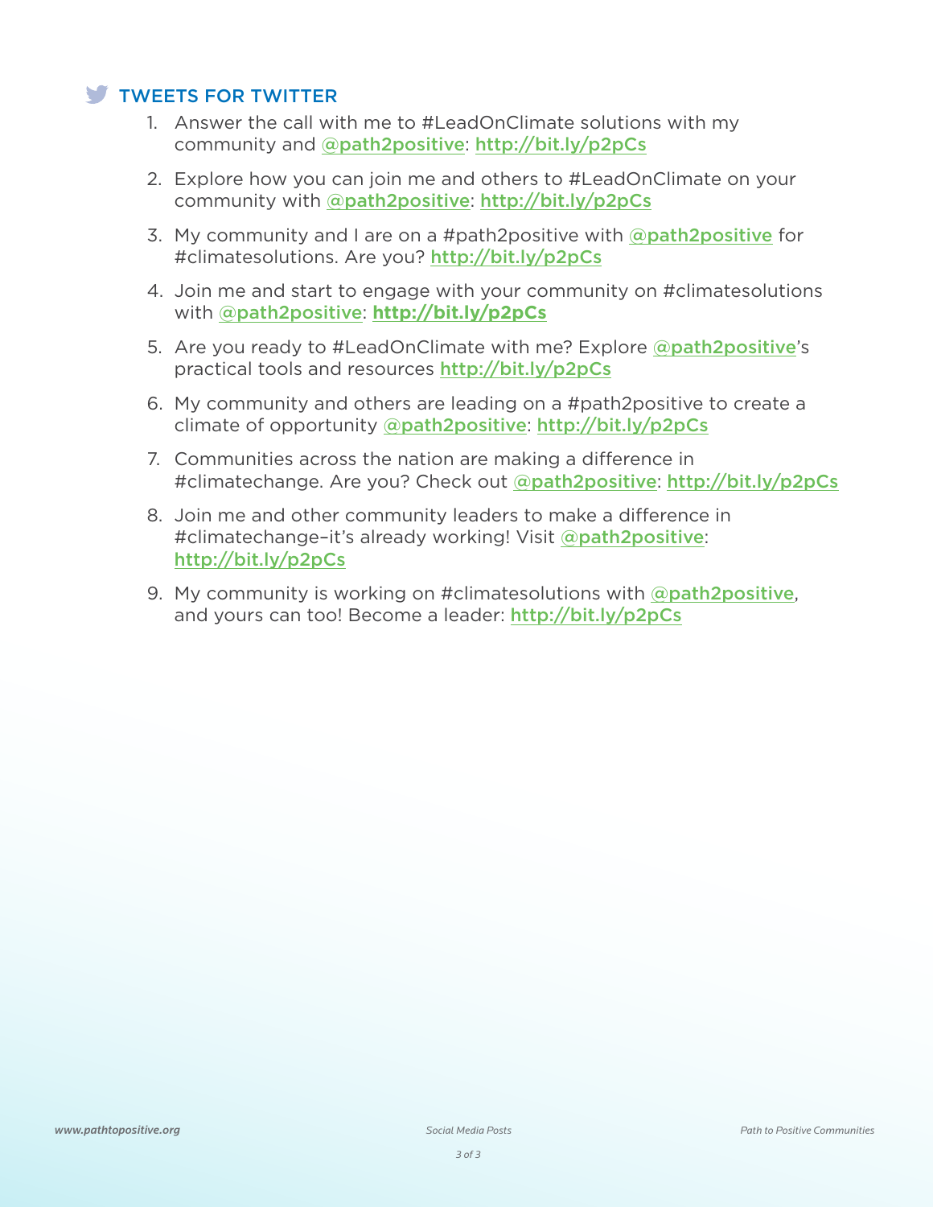## TWEETS FOR TWITTER

1. Answer the call with me to #LeadOnClimate solutions with my community and @path2positive: http://bit.ly/p2pCs
2. Explore how you can join me and others to #LeadOnClimate on your community with @path2positive: http://bit.ly/p2pCs
3. My community and I are on a #path2positive with @path2positive for #climatesolutions. Are you? http://bit.ly/p2pCs
4. Join me and start to engage with your community on #climatesolutions with @path2positive: **http://bit.ly/p2pCs**
5. Are you ready to #LeadOnClimate with me? Explore @path2positive's practical tools and resources http://bit.ly/p2pCs
6. My community and others are leading on a #path2positive to create a climate of opportunity @path2positive: http://bit.ly/p2pCs
7. Communities across the nation are making a difference in #climatechange. Are you? Check out @path2positive: http://bit.ly/p2pCs
8. Join me and other community leaders to make a difference in #climatechange–it's already working! Visit @path2positive: http://bit.ly/p2pCs
9. My community is working on #climatesolutions with @path2positive, and yours can too! Become a leader: http://bit.ly/p2pCs